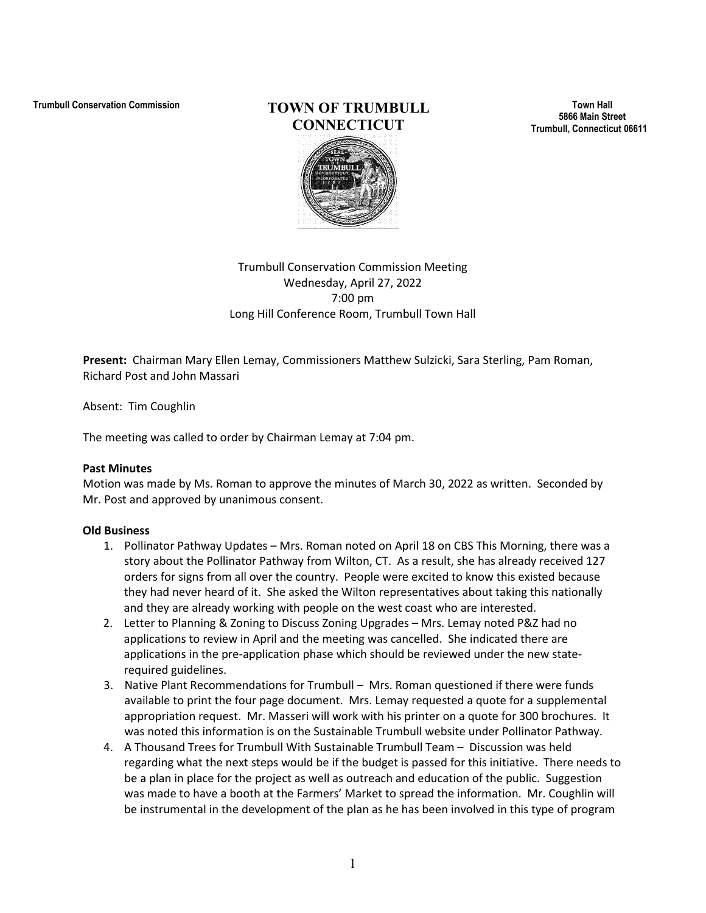Trumbull Conservation Commission

# TOWN OF TRUMBULL CONNECTICUT

Town Hall
5866 Main Street
Trumbull, Connecticut 06611

Trumbull Conservation Commission Meeting
Wednesday, April 27, 2022
7:00 pm
Long Hill Conference Room, Trumbull Town Hall

**Present:** Chairman Mary Ellen Lemay, Commissioners Matthew Sulzicki, Sara Sterling, Pam Roman, Richard Post and John Massari

Absent: Tim Coughlin

The meeting was called to order by Chairman Lemay at 7:04 pm.

**Past Minutes**

Motion was made by Ms. Roman to approve the minutes of March 30, 2022 as written. Seconded by Mr. Post and approved by unanimous consent.

**Old Business**

1. Pollinator Pathway Updates – Mrs. Roman noted on April 18 on CBS This Morning, there was a story about the Pollinator Pathway from Wilton, CT. As a result, she has already received 127 orders for signs from all over the country. People were excited to know this existed because they had never heard of it. She asked the Wilton representatives about taking this nationally and they are already working with people on the west coast who are interested.
2. Letter to Planning & Zoning to Discuss Zoning Upgrades – Mrs. Lemay noted P&Z had no applications to review in April and the meeting was cancelled. She indicated there are applications in the pre-application phase which should be reviewed under the new state-required guidelines.
3. Native Plant Recommendations for Trumbull – Mrs. Roman questioned if there were funds available to print the four page document. Mrs. Lemay requested a quote for a supplemental appropriation request. Mr. Masseri will work with his printer on a quote for 300 brochures. It was noted this information is on the Sustainable Trumbull website under Pollinator Pathway.
4. A Thousand Trees for Trumbull With Sustainable Trumbull Team – Discussion was held regarding what the next steps would be if the budget is passed for this initiative. There needs to be a plan in place for the project as well as outreach and education of the public. Suggestion was made to have a booth at the Farmers' Market to spread the information. Mr. Coughlin will be instrumental in the development of the plan as he has been involved in this type of program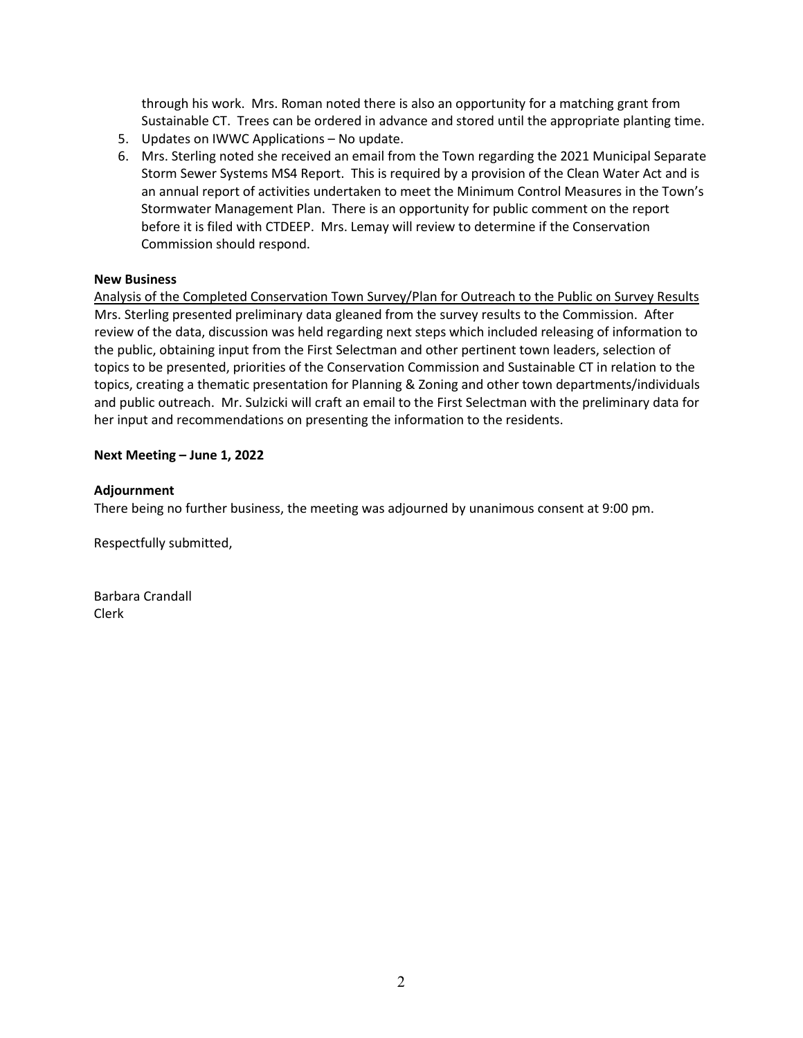through his work. Mrs. Roman noted there is also an opportunity for a matching grant from Sustainable CT. Trees can be ordered in advance and stored until the appropriate planting time.

5. Updates on IWWC Applications – No update.
6. Mrs. Sterling noted she received an email from the Town regarding the 2021 Municipal Separate Storm Sewer Systems MS4 Report. This is required by a provision of the Clean Water Act and is an annual report of activities undertaken to meet the Minimum Control Measures in the Town's Stormwater Management Plan. There is an opportunity for public comment on the report before it is filed with CTDEEP. Mrs. Lemay will review to determine if the Conservation Commission should respond.

**New Business**

Analysis of the Completed Conservation Town Survey/Plan for Outreach to the Public on Survey Results

Mrs. Sterling presented preliminary data gleaned from the survey results to the Commission. After review of the data, discussion was held regarding next steps which included releasing of information to the public, obtaining input from the First Selectman and other pertinent town leaders, selection of topics to be presented, priorities of the Conservation Commission and Sustainable CT in relation to the topics, creating a thematic presentation for Planning & Zoning and other town departments/individuals and public outreach. Mr. Sulzicki will craft an email to the First Selectman with the preliminary data for her input and recommendations on presenting the information to the residents.

**Next Meeting – June 1, 2022**

**Adjournment**

There being no further business, the meeting was adjourned by unanimous consent at 9:00 pm.

Respectfully submitted,

Barbara Crandall
Clerk